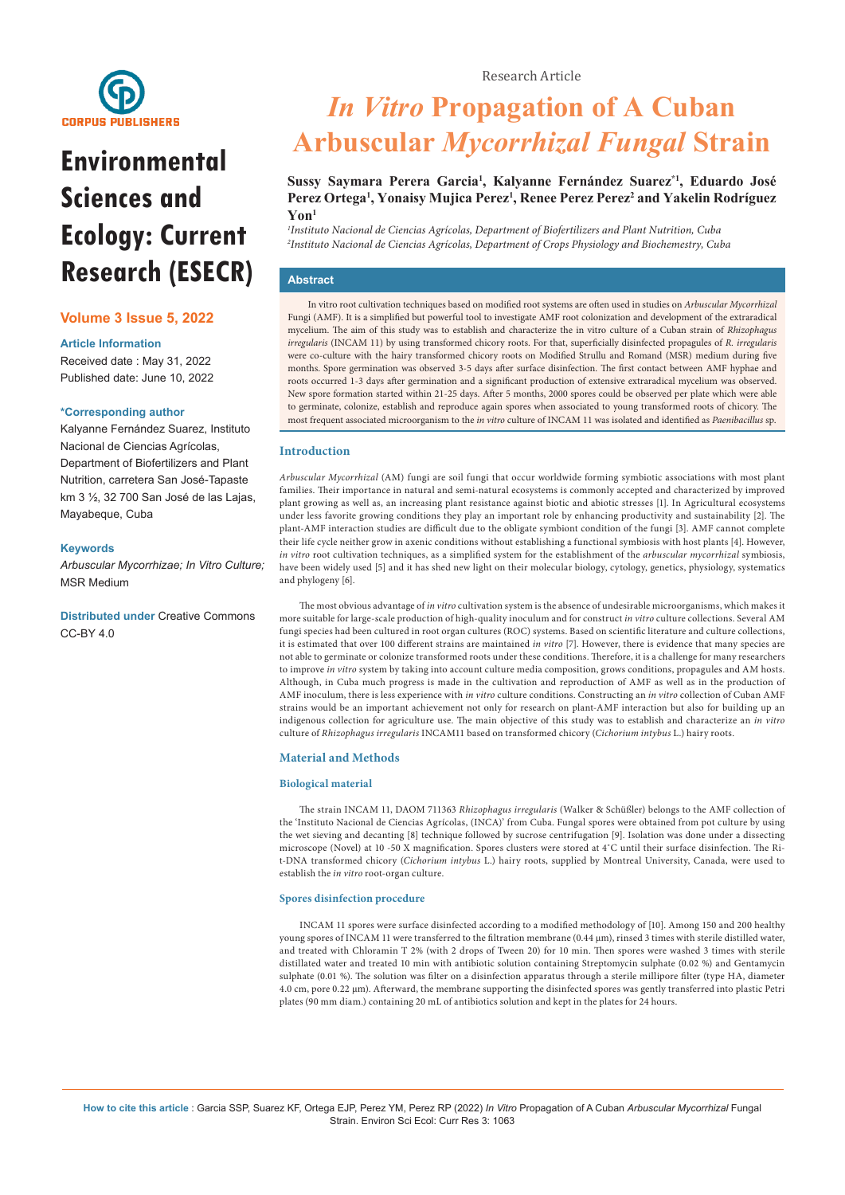Research Article

# *In Vitro* Propagation of A Cuban Arbuscular *Mycorrhizal Fungal* Strain

**Sussy Saymara Perera Garcia[1], Kalyanne Fernández Suarez[*1], Eduardo José Perez Ortega[1], Yonaisy Mujica Perez[1], Renee Perez Perez[2] and Yakelin Rodríguez Yon[1]**

*[1]Instituto Nacional de Ciencias Agrícolas, Department of Biofertilizers and Plant Nutrition, Cuba*
*[2]Instituto Nacional de Ciencias Agrícolas, Department of Crops Physiology and Biochemestry, Cuba*

**Environmental Sciences and Ecology: Current Research (ESECR)**

**Volume 3 Issue 5, 2022**

**Article Information**

Received date : May 31, 2022
Published date: June 10, 2022

**\*Corresponding author**

Kalyanne Fernández Suarez, Instituto Nacional de Ciencias Agrícolas, Department of Biofertilizers and Plant Nutrition, carretera San José-Tapaste km 3 ½, 32 700 San José de las Lajas, Mayabeque, Cuba

**Keywords**

*Arbuscular Mycorrhizae; In Vitro Culture;* MSR Medium

**Distributed under** Creative Commons CC-BY 4.0

## Abstract

In vitro root cultivation techniques based on modified root systems are often used in studies on *Arbuscular Mycorrhizal* Fungi (AMF). It is a simplified but powerful tool to investigate AMF root colonization and development of the extraradical mycelium. The aim of this study was to establish and characterize the in vitro culture of a Cuban strain of *Rhizophagus irregularis* (INCAM 11) by using transformed chicory roots. For that, superficially disinfected propagules of *R. irregularis* were co-culture with the hairy transformed chicory roots on Modified Strullu and Romand (MSR) medium during five months. Spore germination was observed 3-5 days after surface disinfection. The first contact between AMF hyphae and roots occurred 1-3 days after germination and a significant production of extensive extraradical mycelium was observed. New spore formation started within 21-25 days. After 5 months, 2000 spores could be observed per plate which were able to germinate, colonize, establish and reproduce again spores when associated to young transformed roots of chicory. The most frequent associated microorganism to the *in vitro* culture of INCAM 11 was isolated and identified as *Paenibacillus* sp.

## Introduction

*Arbuscular Mycorrhizal* (AM) fungi are soil fungi that occur worldwide forming symbiotic associations with most plant families. Their importance in natural and semi-natural ecosystems is commonly accepted and characterized by improved plant growing as well as, an increasing plant resistance against biotic and abiotic stresses [1]. In Agricultural ecosystems under less favorite growing conditions they play an important role by enhancing productivity and sustainability [2]. The plant-AMF interaction studies are difficult due to the obligate symbiont condition of the fungi [3]. AMF cannot complete their life cycle neither grow in axenic conditions without establishing a functional symbiosis with host plants [4]. However, *in vitro* root cultivation techniques, as a simplified system for the establishment of the *arbuscular mycorrhizal* symbiosis, have been widely used [5] and it has shed new light on their molecular biology, cytology, genetics, physiology, systematics and phylogeny [6].

The most obvious advantage of *in vitro* cultivation system is the absence of undesirable microorganisms, which makes it more suitable for large-scale production of high-quality inoculum and for construct *in vitro* culture collections. Several AM fungi species had been cultured in root organ cultures (ROC) systems. Based on scientific literature and culture collections, it is estimated that over 100 different strains are maintained *in vitro* [7]. However, there is evidence that many species are not able to germinate or colonize transformed roots under these conditions. Therefore, it is a challenge for many researchers to improve *in vitro* system by taking into account culture media composition, grows conditions, propagules and AM hosts. Although, in Cuba much progress is made in the cultivation and reproduction of AMF as well as in the production of AMF inoculum, there is less experience with *in vitro* culture conditions. Constructing an *in vitro* collection of Cuban AMF strains would be an important achievement not only for research on plant-AMF interaction but also for building up an indigenous collection for agriculture use. The main objective of this study was to establish and characterize an *in vitro* culture of *Rhizophagus irregularis* INCAM11 based on transformed chicory (*Cichorium intybus* L.) hairy roots.

## Material and Methods

### Biological material

The strain INCAM 11, DAOM 711363 *Rhizophagus irregularis* (Walker & Schüßler) belongs to the AMF collection of the 'Instituto Nacional de Ciencias Agrícolas, (INCA)' from Cuba. Fungal spores were obtained from pot culture by using the wet sieving and decanting [8] technique followed by sucrose centrifugation [9]. Isolation was done under a dissecting microscope (Novel) at 10 -50 X magnification. Spores clusters were stored at 4°C until their surface disinfection. The Ri-t-DNA transformed chicory (*Cichorium intybus* L.) hairy roots, supplied by Montreal University, Canada, were used to establish the *in vitro* root-organ culture.

### Spores disinfection procedure

INCAM 11 spores were surface disinfected according to a modified methodology of [10]. Among 150 and 200 healthy young spores of INCAM 11 were transferred to the filtration membrane (0.44 µm), rinsed 3 times with sterile distilled water, and treated with Chloramin T 2% (with 2 drops of Tween 20) for 10 min. Then spores were washed 3 times with sterile distillated water and treated 10 min with antibiotic solution containing Streptomycin sulphate (0.02 %) and Gentamycin sulphate (0.01 %). The solution was filter on a disinfection apparatus through a sterile millipore filter (type HA, diameter 4.0 cm, pore 0.22 µm). Afterward, the membrane supporting the disinfected spores was gently transferred into plastic Petri plates (90 mm diam.) containing 20 mL of antibiotics solution and kept in the plates for 24 hours.

**How to cite this article** : Garcia SSP, Suarez KF, Ortega EJP, Perez YM, Perez RP (2022) *In Vitro* Propagation of A Cuban *Arbuscular Mycorrhizal* Fungal Strain. Environ Sci Ecol: Curr Res 3: 1063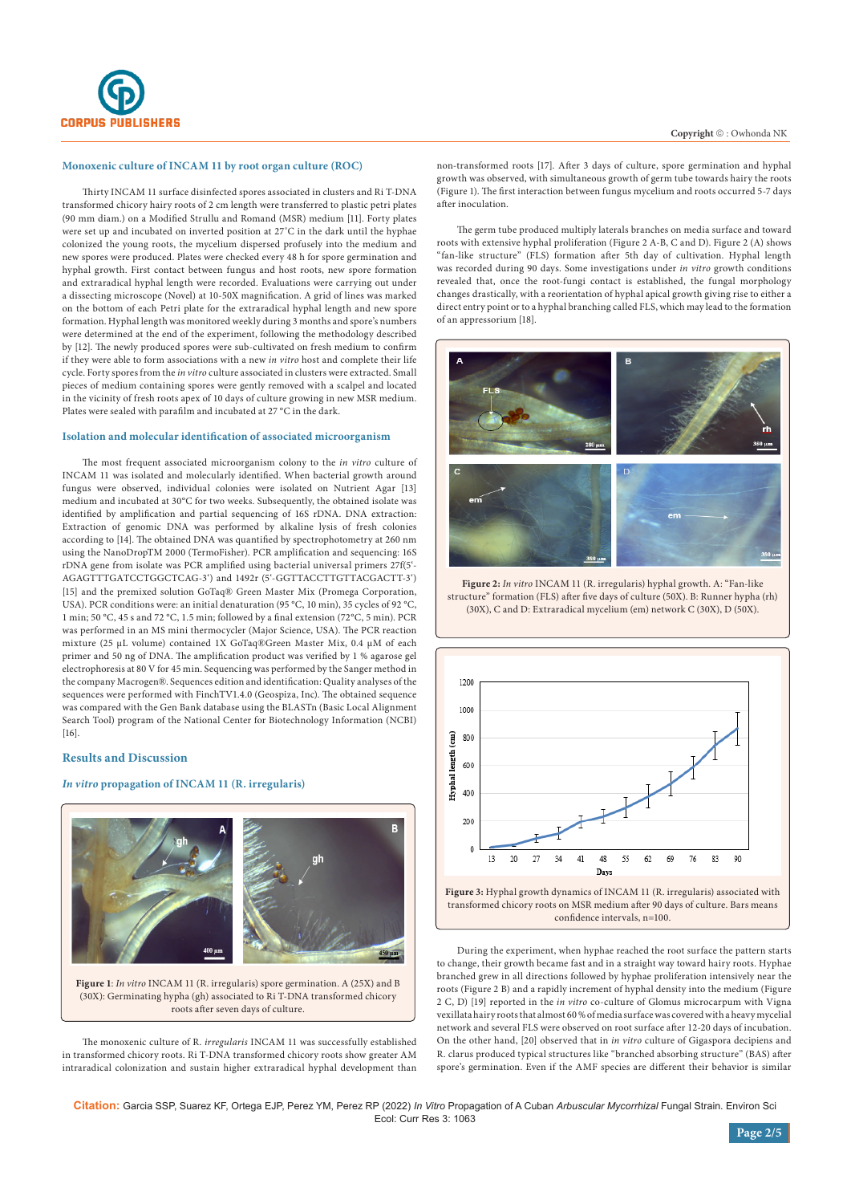### Monoxenic culture of INCAM 11 by root organ culture (ROC)

Thirty INCAM 11 surface disinfected spores associated in clusters and Ri T-DNA transformed chicory hairy roots of 2 cm length were transferred to plastic petri plates (90 mm diam.) on a Modified Strullu and Romand (MSR) medium [11]. Forty plates were set up and incubated on inverted position at 27˚C in the dark until the hyphae colonized the young roots, the mycelium dispersed profusely into the medium and new spores were produced. Plates were checked every 48 h for spore germination and hyphal growth. First contact between fungus and host roots, new spore formation and extraradical hyphal length were recorded. Evaluations were carrying out under a dissecting microscope (Novel) at 10-50X magnification. A grid of lines was marked on the bottom of each Petri plate for the extraradical hyphal length and new spore formation. Hyphal length was monitored weekly during 3 months and spore's numbers were determined at the end of the experiment, following the methodology described by [12]. The newly produced spores were sub-cultivated on fresh medium to confirm if they were able to form associations with a new *in vitro* host and complete their life cycle. Forty spores from the *in vitro* culture associated in clusters were extracted. Small pieces of medium containing spores were gently removed with a scalpel and located in the vicinity of fresh roots apex of 10 days of culture growing in new MSR medium. Plates were sealed with parafilm and incubated at 27 °C in the dark.

### Isolation and molecular identification of associated microorganism

The most frequent associated microorganism colony to the *in vitro* culture of INCAM 11 was isolated and molecularly identified. When bacterial growth around fungus were observed, individual colonies were isolated on Nutrient Agar [13] medium and incubated at 30°C for two weeks. Subsequently, the obtained isolate was identified by amplification and partial sequencing of 16S rDNA. DNA extraction: Extraction of genomic DNA was performed by alkaline lysis of fresh colonies according to [14]. The obtained DNA was quantified by spectrophotometry at 260 nm using the NanoDropTM 2000 (TermoFisher). PCR amplification and sequencing: 16S rDNA gene from isolate was PCR amplified using bacterial universal primers 27f(5'-AGAGTTTGATCCTGGCTCAG-3') and 1492r (5'-GGTTACCTTGTTACGACTT-3') [15] and the premixed solution GoTaq® Green Master Mix (Promega Corporation, USA). PCR conditions were: an initial denaturation (95 °C, 10 min), 35 cycles of 92 °C, 1 min; 50 °C, 45 s and 72 °C, 1.5 min; followed by a final extension (72°C, 5 min). PCR was performed in an MS mini thermocycler (Major Science, USA). The PCR reaction mixture (25 µL volume) contained 1X GoTaq®Green Master Mix, 0.4 µM of each primer and 50 ng of DNA. The amplification product was verified by 1 % agarose gel electrophoresis at 80 V for 45 min. Sequencing was performed by the Sanger method in the company Macrogen®. Sequences edition and identification: Quality analyses of the sequences were performed with FinchTV1.4.0 (Geospiza, Inc). The obtained sequence was compared with the Gen Bank database using the BLASTn (Basic Local Alignment Search Tool) program of the National Center for Biotechnology Information (NCBI) [16].

## Results and Discussion

### *In vitro* propagation of INCAM 11 (R. irregularis)

**Figure 1**: *In vitro* INCAM 11 (R. irregularis) spore germination. A (25X) and B (30X): Germinating hypha (gh) associated to Ri T-DNA transformed chicory roots after seven days of culture.

The monoxenic culture of R. *irregularis* INCAM 11 was successfully established in transformed chicory roots. Ri T-DNA transformed chicory roots show greater AM intraradical colonization and sustain higher extraradical hyphal development than non-transformed roots [17]. After 3 days of culture, spore germination and hyphal growth was observed, with simultaneous growth of germ tube towards hairy the roots (Figure 1). The first interaction between fungus mycelium and roots occurred 5-7 days after inoculation.

The germ tube produced multiply laterals branches on media surface and toward roots with extensive hyphal proliferation (Figure 2 A-B, C and D). Figure 2 (A) shows "fan-like structure" (FLS) formation after 5th day of cultivation. Hyphal length was recorded during 90 days. Some investigations under *in vitro* growth conditions revealed that, once the root-fungi contact is established, the fungal morphology changes drastically, with a reorientation of hyphal apical growth giving rise to either a direct entry point or to a hyphal branching called FLS, which may lead to the formation of an appressorium [18].

**Figure 2:** *In vitro* INCAM 11 (R. irregularis) hyphal growth. A: "Fan-like structure" formation (FLS) after five days of culture (50X). B: Runner hypha (rh) (30X), C and D: Extraradical mycelium (em) network C (30X), D (50X).

**Figure 3:** Hyphal growth dynamics of INCAM 11 (R. irregularis) associated with transformed chicory roots on MSR medium after 90 days of culture. Bars means confidence intervals, n=100.

During the experiment, when hyphae reached the root surface the pattern starts to change, their growth became fast and in a straight way toward hairy roots. Hyphae branched grew in all directions followed by hyphae proliferation intensively near the roots (Figure 2 B) and a rapidly increment of hyphal density into the medium (Figure 2 C, D) [19] reported in the *in vitro* co-culture of Glomus microcarpum with Vigna vexillata hairy roots that almost 60 % of media surface was covered with a heavy mycelial network and several FLS were observed on root surface after 12-20 days of incubation. On the other hand, [20] observed that in *in vitro* culture of Gigaspora decipiens and R. clarus produced typical structures like "branched absorbing structure" (BAS) after spore's germination. Even if the AMF species are different their behavior is similar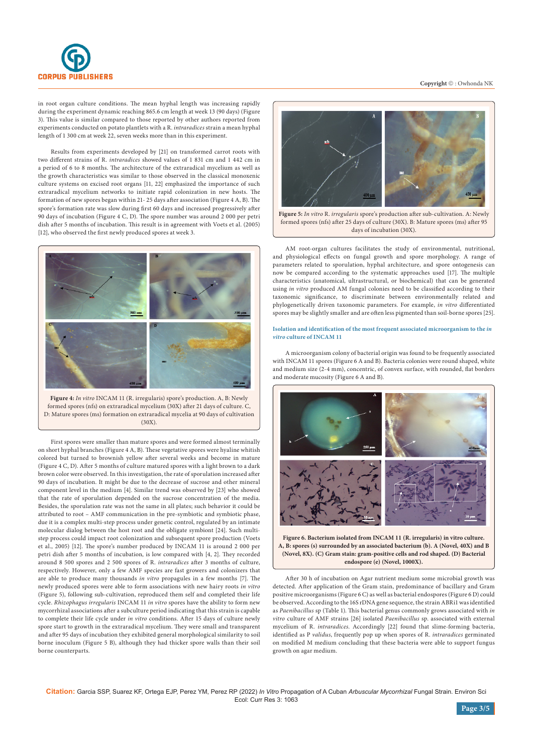in root organ culture conditions. The mean hyphal length was increasing rapidly during the experiment dynamic reaching 865.6 cm length at week 13 (90 days) (Figure 3). This value is similar compared to those reported by other authors reported from experiments conducted on potato plantlets with a R. *intraradices* strain a mean hyphal length of 1 300 cm at week 22, seven weeks more than in this experiment.

Results from experiments developed by [21] on transformed carrot roots with two different strains of R. *intraradices* showed values of 1 831 cm and 1 442 cm in a period of 6 to 8 months. The architecture of the extraradical mycelium as well as the growth characteristics was similar to those observed in the classical monoxenic culture systems on excised root organs [11, 22] emphasized the importance of such extraradical mycelium networks to initiate rapid colonization in new hosts. The formation of new spores began within 21- 25 days after association (Figure 4 A, B). The spore's formation rate was slow during first 60 days and increased progressively after 90 days of incubation (Figure 4 C, D). The spore number was around 2 000 per petri dish after 5 months of incubation. This result is in agreement with Voets et al. (2005) [12], who observed the first newly produced spores at week 3.

**Figure 4:** *In vitro* INCAM 11 (R. irregularis) spore's production. A, B: Newly formed spores (nfs) on extraradical mycelium (30X) after 21 days of culture. C, D: Mature spores (ms) formation on extraradical mycelia at 90 days of cultivation (30X).

First spores were smaller than mature spores and were formed almost terminally on short hyphal branches (Figure 4 A, B). These vegetative spores were hyaline whitish colored but turned to brownish yellow after several weeks and become in mature (Figure 4 C, D). After 5 months of culture matured spores with a light brown to a dark brown color were observed. In this investigation, the rate of sporulation increased after 90 days of incubation. It might be due to the decrease of sucrose and other mineral component level in the medium [4]. Similar trend was observed by [23] who showed that the rate of sporulation depended on the sucrose concentration of the media. Besides, the sporulation rate was not the same in all plates; such behavior it could be attributed to root – AMF communication in the pre-symbiotic and symbiotic phase, due it is a complex multi-step process under genetic control, regulated by an intimate molecular dialog between the host root and the obligate symbiont [24]. Such multi-step process could impact root colonization and subsequent spore production (Voets et al., 2005) [12]. The spore's number produced by INCAM 11 is around 2 000 per petri dish after 5 months of incubation, is low compared with [4, 2]. They recorded around 8 500 spores and 2 500 spores of R. *intraradices* after 3 months of culture, respectively. However, only a few AMF species are fast growers and colonizers that are able to produce many thousands *in vitro* propagules in a few months [7]. The newly produced spores were able to form associations with new hairy roots *in vitro* (Figure 5), following sub-cultivation, reproduced them self and completed their life cycle. *Rhizophagus irregularis* INCAM 11 *in vitro* spores have the ability to form new mycorrhizal associations after a subculture period indicating that this strain is capable to complete their life cycle under *in vitro* conditions. After 15 days of culture newly spore start to growth in the extraradical mycelium. They were small and transparent and after 95 days of incubation they exhibited general morphological similarity to soil borne inoculum (Figure 5 B), although they had thicker spore walls than their soil borne counterparts.

**Figure 5:** *In vitro* R. *irregularis* spore's production after sub-cultivation. A: Newly formed spores (nfs) after 25 days of culture (30X). B: Mature spores (ms) after 95 days of incubation (30X).

AM root-organ cultures facilitates the study of environmental, nutritional, and physiological effects on fungal growth and spore morphology. A range of parameters related to sporulation, hyphal architecture, and spore ontogenesis can now be compared according to the systematic approaches used [17]. The multiple characteristics (anatomical, ultrastructural, or biochemical) that can be generated using *in vitro* produced AM fungal colonies need to be classified according to their taxonomic significance, to discriminate between environmentally related and phylogenetically driven taxonomic parameters. For example, *in vitro* differentiated spores may be slightly smaller and are often less pigmented than soil-borne spores [25].

### Isolation and identification of the most frequent associated microorganism to the *in vitro* culture of INCAM 11

A microorganism colony of bacterial origin was found to be frequently associated with INCAM 11 spores (Figure 6 A and B). Bacteria colonies were round shaped, white and medium size (2-4 mm), concentric, of convex surface, with rounded, flat borders and moderate mucosity (Figure 6 A and B).

**Figure 6. Bacterium isolated from INCAM 11 (R. irregularis) in vitro culture. A, B: spores (s) surrounded by an associated bacterium (b). A (Novel, 40X) and B (Novel, 8X). (C) Gram stain: gram-positive cells and rod shaped. (D) Bacterial endospore (e) (Novel, 1000X).**

After 30 h of incubation on Agar nutrient medium some microbial growth was detected. After application of the Gram stain, predominance of bacillary and Gram positive microorganisms (Figure 6 C) as well as bacterial endospores (Figure 6 D) could be observed. According to the 16S rDNA gene sequence, the strain ABRi1 was identified as *Paenibacillus* sp (Table 1). This bacterial genus commonly grows associated with *in vitro* culture of AMF strains [26] isolated *Paenibacillus* sp. associated with external mycelium of R. *intraradices*. Accordingly [22] found that slime-forming bacteria, identified as P *validus*, frequently pop up when spores of R. *intraradices* germinated on modified M medium concluding that these bacteria were able to support fungus growth on agar medium.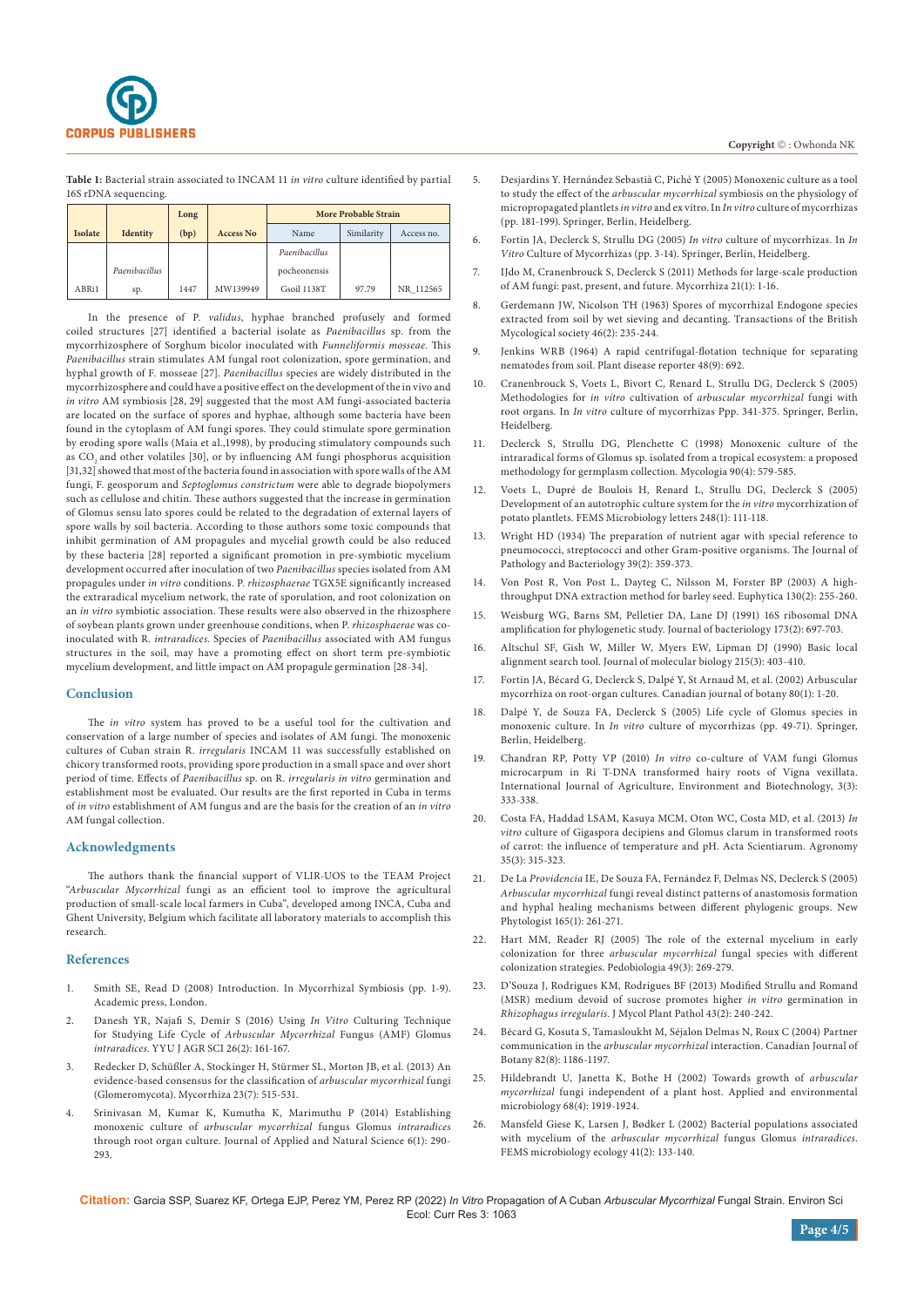**Table 1:** Bacterial strain associated to INCAM 11 *in vitro* culture identified by partial 16S rDNA sequencing.

| Isolate | Identity | Long (bp) | Access No | More Probable Strain | | |
|---|---|---|---|---|---|---|
| | | | | Name | Similarity | Access no. |
| ABRi1 | *Paenibacillus* sp. | 1447 | MW139949 | *Paenibacillus pocheonensis* Gsoil 1138T | 97.79 | NR_112565 |

In the presence of P. *validus*, hyphae branched profusely and formed coiled structures [27] identified a bacterial isolate as *Paenibacillus* sp. from the mycorrhizosphere of Sorghum bicolor inoculated with *Funneliformis mosseae*. This *Paenibacillus* strain stimulates AM fungal root colonization, spore germination, and hyphal growth of F. mosseae [27]. *Paenibacillus* species are widely distributed in the mycorrhizosphere and could have a positive effect on the development of the in vivo and *in vitro* AM symbiosis [28, 29] suggested that the most AM fungi-associated bacteria are located on the surface of spores and hyphae, although some bacteria have been found in the cytoplasm of AM fungi spores. They could stimulate spore germination by eroding spore walls (Maia et al.,1998), by producing stimulatory compounds such as $CO_2$ and other volatiles [30], or by influencing AM fungi phosphorus acquisition [31,32] showed that most of the bacteria found in association with spore walls of the AM fungi, F. geosporum and *Septoglomus constrictum* were able to degrade biopolymers such as cellulose and chitin. These authors suggested that the increase in germination of Glomus sensu lato spores could be related to the degradation of external layers of spore walls by soil bacteria. According to those authors some toxic compounds that inhibit germination of AM propagules and mycelial growth could be also reduced by these bacteria [28] reported a significant promotion in pre-symbiotic mycelium development occurred after inoculation of two *Paenibacillus* species isolated from AM propagules under *in vitro* conditions. P. *rhizosphaerae* TGX5E significantly increased the extraradical mycelium network, the rate of sporulation, and root colonization on an *in vitro* symbiotic association. These results were also observed in the rhizosphere of soybean plants grown under greenhouse conditions, when P. *rhizosphaerae* was co-inoculated with R. *intraradices*. Species of *Paenibacillus* associated with AM fungus structures in the soil, may have a promoting effect on short term pre-symbiotic mycelium development, and little impact on AM propagule germination [28-34].

## Conclusion

The *in vitro* system has proved to be a useful tool for the cultivation and conservation of a large number of species and isolates of AM fungi. The monoxenic cultures of Cuban strain R. *irregularis* INCAM 11 was successfully established on chicory transformed roots, providing spore production in a small space and over short period of time. Effects of *Paenibacillus* sp. on R. *irregularis in vitro* germination and establishment most be evaluated. Our results are the first reported in Cuba in terms of *in vitro* establishment of AM fungus and are the basis for the creation of an *in vitro* AM fungal collection.

## Acknowledgments

The authors thank the financial support of VLIR-UOS to the TEAM Project "*Arbuscular Mycorrhizal* fungi as an efficient tool to improve the agricultural production of small-scale local farmers in Cuba", developed among INCA, Cuba and Ghent University, Belgium which facilitate all laboratory materials to accomplish this research.

## References

1. Smith SE, Read D (2008) Introduction. In Mycorrhizal Symbiosis (pp. 1-9). Academic press, London.
2. Danesh YR, Najafi S, Demir S (2016) Using *In Vitro* Culturing Technique for Studying Life Cycle of *Arbuscular Mycorrhizal* Fungus (AMF) Glomus *intraradices*. YYU J AGR SCI 26(2): 161-167.
3. Redecker D, Schüßler A, Stockinger H, Stürmer SL, Morton JB, et al. (2013) An evidence-based consensus for the classification of *arbuscular mycorrhizal* fungi (Glomeromycota). Mycorrhiza 23(7): 515-531.
4. Srinivasan M, Kumar K, Kumutha K, Marimuthu P (2014) Establishing monoxenic culture of *arbuscular mycorrhizal* fungus Glomus *intraradices* through root organ culture. Journal of Applied and Natural Science 6(1): 290-293.
5. Desjardins Y. Hernández Sebastià C, Piché Y (2005) Monoxenic culture as a tool to study the effect of the *arbuscular mycorrhizal* symbiosis on the physiology of micropropagated plantlets *in vitro* and ex vitro. In *In vitro* culture of mycorrhizas (pp. 181-199). Springer, Berlin, Heidelberg.
6. Fortin JA, Declerck S, Strullu DG (2005) *In vitro* culture of mycorrhizas. In *In Vitro* Culture of Mycorrhizas (pp. 3-14). Springer, Berlin, Heidelberg.
7. IJdo M, Cranenbrouck S, Declerck S (2011) Methods for large-scale production of AM fungi: past, present, and future. Mycorrhiza 21(1): 1-16.
8. Gerdemann JW, Nicolson TH (1963) Spores of mycorrhizal Endogone species extracted from soil by wet sieving and decanting. Transactions of the British Mycological society 46(2): 235-244.
9. Jenkins WRB (1964) A rapid centrifugal-flotation technique for separating nematodes from soil. Plant disease reporter 48(9): 692.
10. Cranenbrouck S, Voets L, Bivort C, Renard L, Strullu DG, Declerck S (2005) Methodologies for *in vitro* cultivation of *arbuscular mycorrhizal* fungi with root organs. In *In vitro* culture of mycorrhizas Ppp. 341-375. Springer, Berlin, Heidelberg.
11. Declerck S, Strullu DG, Plenchette C (1998) Monoxenic culture of the intraradical forms of Glomus sp. isolated from a tropical ecosystem: a proposed methodology for germplasm collection. Mycologia 90(4): 579-585.
12. Voets L, Dupré de Boulois H, Renard L, Strullu DG, Declerck S (2005) Development of an autotrophic culture system for the *in vitro* mycorrhization of potato plantlets. FEMS Microbiology letters 248(1): 111-118.
13. Wright HD (1934) The preparation of nutrient agar with special reference to pneumococci, streptococci and other Gram-positive organisms. The Journal of Pathology and Bacteriology 39(2): 359-373.
14. Von Post R, Von Post L, Dayteg C, Nilsson M, Forster BP (2003) A high-throughput DNA extraction method for barley seed. Euphytica 130(2): 255-260.
15. Weisburg WG, Barns SM, Pelletier DA, Lane DJ (1991) 16S ribosomal DNA amplification for phylogenetic study. Journal of bacteriology 173(2): 697-703.
16. Altschul SF, Gish W, Miller W, Myers EW, Lipman DJ (1990) Basic local alignment search tool. Journal of molecular biology 215(3): 403-410.
17. Fortin JA, Bécard G, Declerck S, Dalpé Y, St Arnaud M, et al. (2002) Arbuscular mycorrhiza on root-organ cultures. Canadian journal of botany 80(1): 1-20.
18. Dalpé Y, de Souza FA, Declerck S (2005) Life cycle of Glomus species in monoxenic culture. In *In vitro* culture of mycorrhizas (pp. 49-71). Springer, Berlin, Heidelberg.
19. Chandran RP, Potty VP (2010) *In vitro* co-culture of VAM fungi Glomus microcarpum in Ri T-DNA transformed hairy roots of Vigna vexillata. International Journal of Agriculture, Environment and Biotechnology, 3(3): 333-338.
20. Costa FA, Haddad LSAM, Kasuya MCM, Oton WC, Costa MD, et al. (2013) *In vitro* culture of Gigaspora decipiens and Glomus clarum in transformed roots of carrot: the influence of temperature and pH. Acta Scientiarum. Agronomy 35(3): 315-323.
21. De La *Providencia* IE, De Souza FA, Fernández F, Delmas NS, Declerck S (2005) *Arbuscular mycorrhizal* fungi reveal distinct patterns of anastomosis formation and hyphal healing mechanisms between different phylogenic groups. New Phytologist 165(1): 261-271.
22. Hart MM, Reader RJ (2005) The role of the external mycelium in early colonization for three *arbuscular mycorrhizal* fungal species with different colonization strategies. Pedobiologia 49(3): 269-279.
23. D'Souza J, Rodrigues KM, Rodrigues BF (2013) Modified Strullu and Romand (MSR) medium devoid of sucrose promotes higher *in vitro* germination in *Rhizophagus irregularis*. J Mycol Plant Pathol 43(2): 240-242.
24. Bécard G, Kosuta S, Tamasloukht M, Séjalon Delmas N, Roux C (2004) Partner communication in the *arbuscular mycorrhizal* interaction. Canadian Journal of Botany 82(8): 1186-1197.
25. Hildebrandt U, Janetta K, Bothe H (2002) Towards growth of *arbuscular mycorrhizal* fungi independent of a plant host. Applied and environmental microbiology 68(4): 1919-1924.
26. Mansfeld Giese K, Larsen J, Bødker L (2002) Bacterial populations associated with mycelium of the *arbuscular mycorrhizal* fungus Glomus *intraradices*. FEMS microbiology ecology 41(2): 133-140.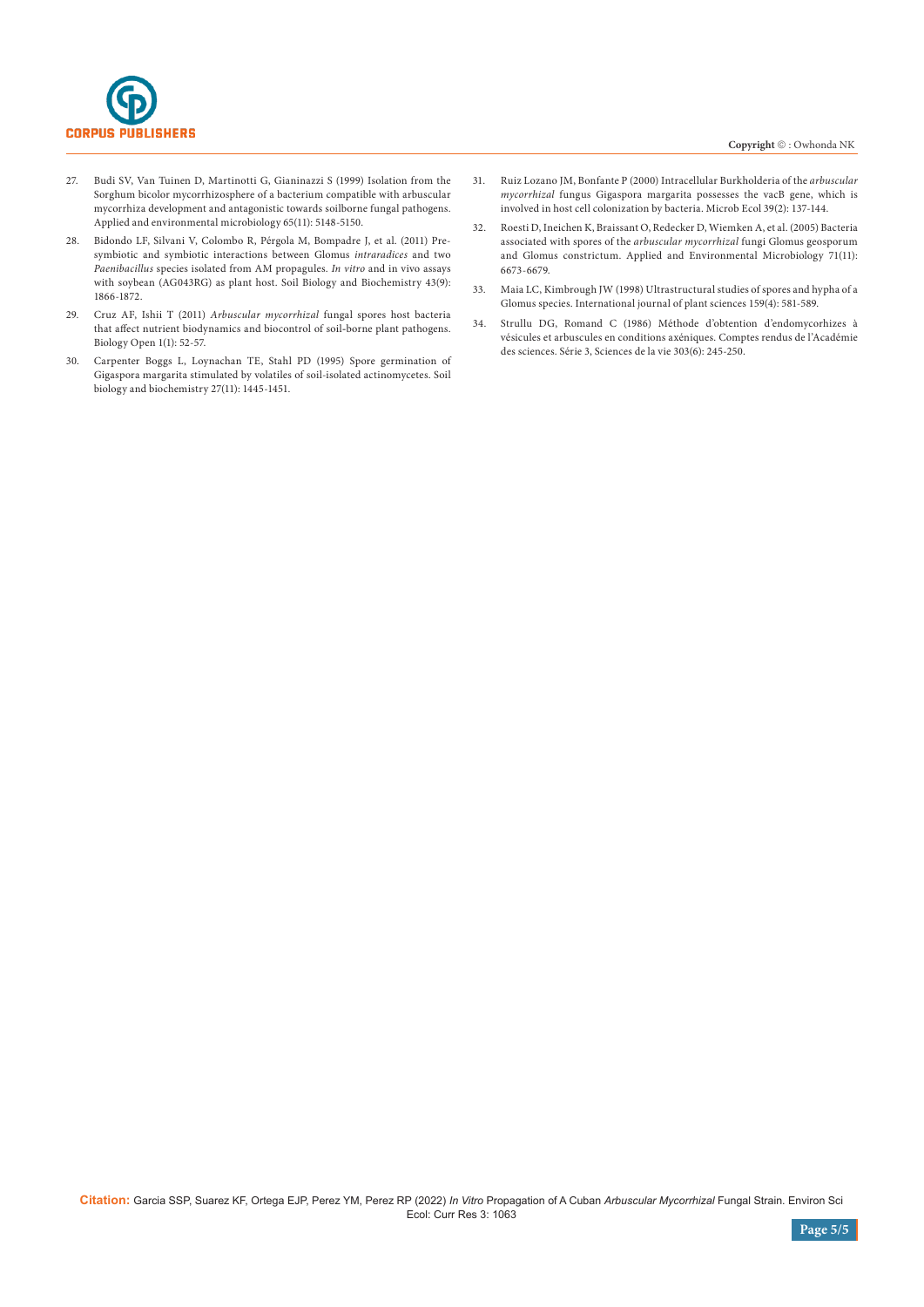27. Budi SV, Van Tuinen D, Martinotti G, Gianinazzi S (1999) Isolation from the Sorghum bicolor mycorrhizosphere of a bacterium compatible with arbuscular mycorrhiza development and antagonistic towards soilborne fungal pathogens. Applied and environmental microbiology 65(11): 5148-5150.

28. Bidondo LF, Silvani V, Colombo R, Pérgola M, Bompadre J, et al. (2011) Pre-symbiotic and symbiotic interactions between Glomus *intraradices* and two *Paenibacillus* species isolated from AM propagules. *In vitro* and in vivo assays with soybean (AG043RG) as plant host. Soil Biology and Biochemistry 43(9): 1866-1872.

29. Cruz AF, Ishii T (2011) *Arbuscular mycorrhizal* fungal spores host bacteria that affect nutrient biodynamics and biocontrol of soil-borne plant pathogens. Biology Open 1(1): 52-57.

30. Carpenter Boggs L, Loynachan TE, Stahl PD (1995) Spore germination of Gigaspora margarita stimulated by volatiles of soil-isolated actinomycetes. Soil biology and biochemistry 27(11): 1445-1451.

31. Ruiz Lozano JM, Bonfante P (2000) Intracellular Burkholderia of the *arbuscular mycorrhizal* fungus Gigaspora margarita possesses the vacB gene, which is involved in host cell colonization by bacteria. Microb Ecol 39(2): 137-144.

32. Roesti D, Ineichen K, Braissant O, Redecker D, Wiemken A, et al. (2005) Bacteria associated with spores of the *arbuscular mycorrhizal* fungi Glomus geosporum and Glomus constrictum. Applied and Environmental Microbiology 71(11): 6673-6679.

33. Maia LC, Kimbrough JW (1998) Ultrastructural studies of spores and hypha of a Glomus species. International journal of plant sciences 159(4): 581-589.

34. Strullu DG, Romand C (1986) Méthode d'obtention d'endomycorhizes à vésicules et arbuscules en conditions axéniques. Comptes rendus de l'Académie des sciences. Série 3, Sciences de la vie 303(6): 245-250.

**Citation:** Garcia SSP, Suarez KF, Ortega EJP, Perez YM, Perez RP (2022) *In Vitro* Propagation of A Cuban *Arbuscular Mycorrhizal* Fungal Strain. Environ Sci Ecol: Curr Res 3: 1063